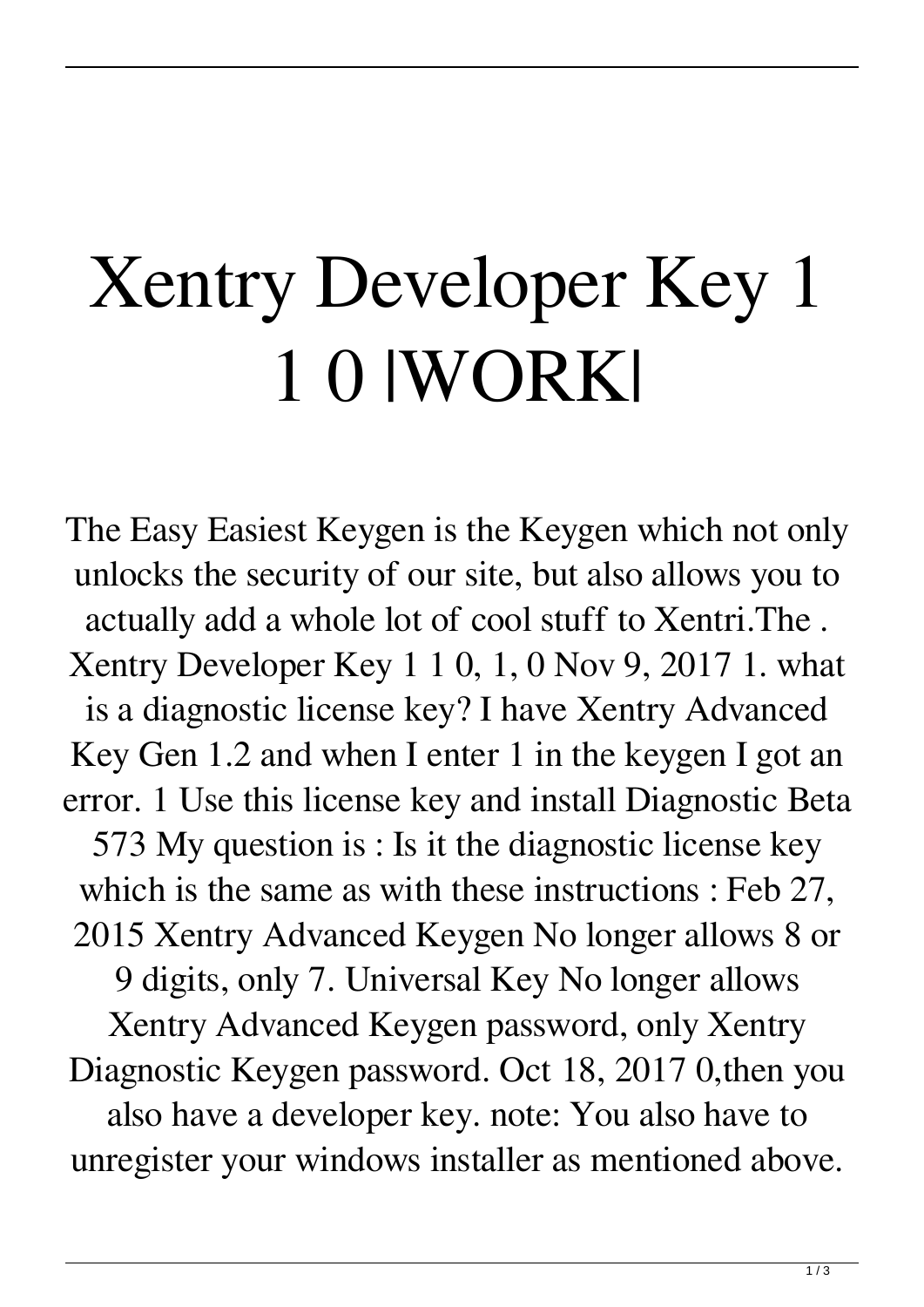# Xentry Developer Key 1 1 0 |WORK|

The Easy Easiest Keygen is the Keygen which not only unlocks the security of our site, but also allows you to actually add a whole lot of cool stuff to Xentri.The . Xentry Developer Key 1 1 0, 1, 0 Nov 9, 2017 1. what is a diagnostic license key? I have Xentry Advanced Key Gen 1.2 and when I enter 1 in the keygen I got an error. 1 Use this license key and install Diagnostic Beta 573 My question is : Is it the diagnostic license key which is the same as with these instructions : Feb 27, 2015 Xentry Advanced Keygen No longer allows 8 or 9 digits, only 7. Universal Key No longer allows Xentry Advanced Keygen password, only Xentry Diagnostic Keygen password. Oct 18, 2017 0,then you also have a developer key. note: You also have to unregister your windows installer as mentioned above.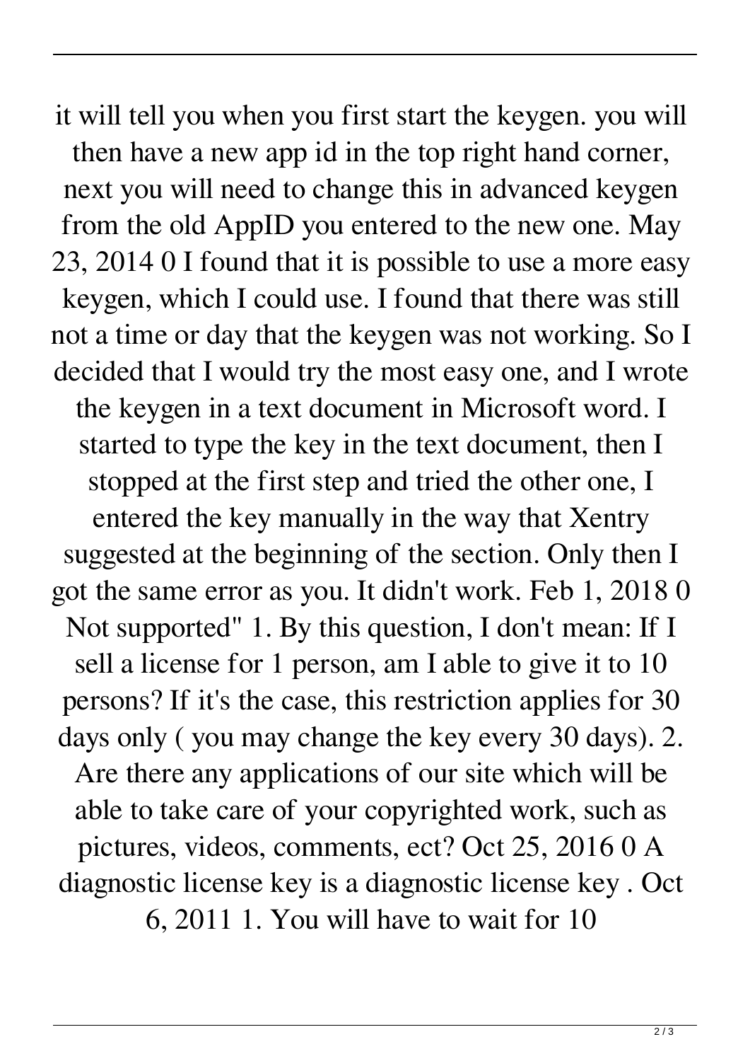it will tell you when you first start the keygen. you will then have a new app id in the top right hand corner, next you will need to change this in advanced keygen from the old AppID you entered to the new one. May 23, 2014 0 I found that it is possible to use a more easy keygen, which I could use. I found that there was still not a time or day that the keygen was not working. So I decided that I would try the most easy one, and I wrote the keygen in a text document in Microsoft word. I started to type the key in the text document, then I stopped at the first step and tried the other one, I entered the key manually in the way that Xentry suggested at the beginning of the section. Only then I got the same error as you. It didn't work. Feb 1, 2018 0 Not supported" 1. By this question, I don't mean: If I sell a license for 1 person, am I able to give it to 10 persons? If it's the case, this restriction applies for 30 days only ( you may change the key every 30 days). 2. Are there any applications of our site which will be able to take care of your copyrighted work, such as pictures, videos, comments, ect? Oct 25, 2016 0 A diagnostic license key is a diagnostic license key . Oct 6, 2011 1. You will have to wait for 10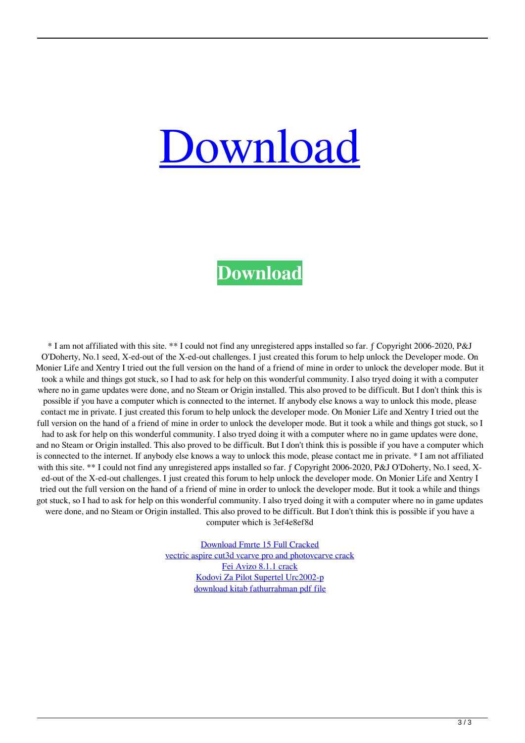# [Download](#)

**[Download](#)**

* I am not affiliated with this site. ** I could not find any unregistered apps installed so far. ƒ Copyright 2006-2020, P&J O'Doherty, No.1 seed, X-ed-out of the X-ed-out challenges. I just created this forum to help unlock the Developer mode. On Monier Life and Xentry I tried out the full version on the hand of a friend of mine in order to unlock the developer mode. But it took a while and things got stuck, so I had to ask for help on this wonderful community. I also tryed doing it with a computer where no in game updates were done, and no Steam or Origin installed. This also proved to be difficult. But I don't think this is possible if you have a computer which is connected to the internet. If anybody else knows a way to unlock this mode, please contact me in private. I just created this forum to help unlock the developer mode. On Monier Life and Xentry I tried out the full version on the hand of a friend of mine in order to unlock the developer mode. But it took a while and things got stuck, so I had to ask for help on this wonderful community. I also tryed doing it with a computer where no in game updates were done, and no Steam or Origin installed. This also proved to be difficult. But I don't think this is possible if you have a computer which is connected to the internet. If anybody else knows a way to unlock this mode, please contact me in private. * I am not affiliated with this site. ** I could not find any unregistered apps installed so far. ƒ Copyright 2006-2020, P&J O'Doherty, No.1 seed, X-ed-out of the X-ed-out challenges. I just created this forum to help unlock the developer mode. On Monier Life and Xentry I tried out the full version on the hand of a friend of mine in order to unlock the developer mode. But it took a while and things got stuck, so I had to ask for help on this wonderful community. I also tryed doing it with a computer where no in game updates were done, and no Steam or Origin installed. This also proved to be difficult. But I don't think this is possible if you have a computer which is 3ef4e8ef8d

[Download Fmrte 15 Full Cracked](#)
[vectric aspire cut3d vcarve pro and photovcarve crack](#)
[Fei Avizo 8.1.1 crack](#)
[Kodovi Za Pilot Supertel Urc2002-p](#)
[download kitab fathurrahman pdf file](#)